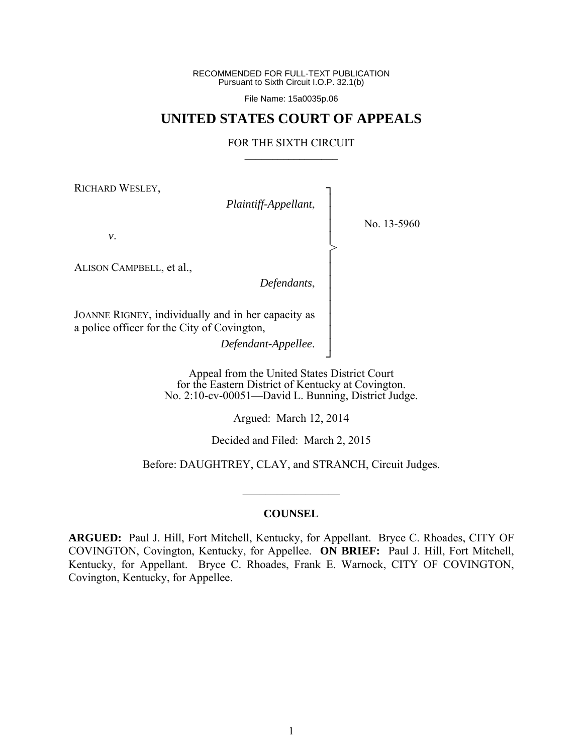RECOMMENDED FOR FULL-TEXT PUBLICATION
Pursuant to Sixth Circuit I.O.P. 32.1(b)

File Name: 15a0035p.06

# UNITED STATES COURT OF APPEALS

## FOR THE SIXTH CIRCUIT

RICHARD WESLEY,
*Plaintiff-Appellant*,

*v*.

ALISON CAMPBELL, et al.,
*Defendants*,

JOANNE RIGNEY, individually and in her capacity as a police officer for the City of Covington,
*Defendant-Appellee*.

No. 13-5960

Appeal from the United States District Court
for the Eastern District of Kentucky at Covington.
No. 2:10-cv-00051—David L. Bunning, District Judge.

Argued: March 12, 2014

Decided and Filed: March 2, 2015

Before: DAUGHTREY, CLAY, and STRANCH, Circuit Judges.

---

### COUNSEL

**ARGUED:** Paul J. Hill, Fort Mitchell, Kentucky, for Appellant. Bryce C. Rhoades, CITY OF COVINGTON, Covington, Kentucky, for Appellee. **ON BRIEF:** Paul J. Hill, Fort Mitchell, Kentucky, for Appellant. Bryce C. Rhoades, Frank E. Warnock, CITY OF COVINGTON, Covington, Kentucky, for Appellee.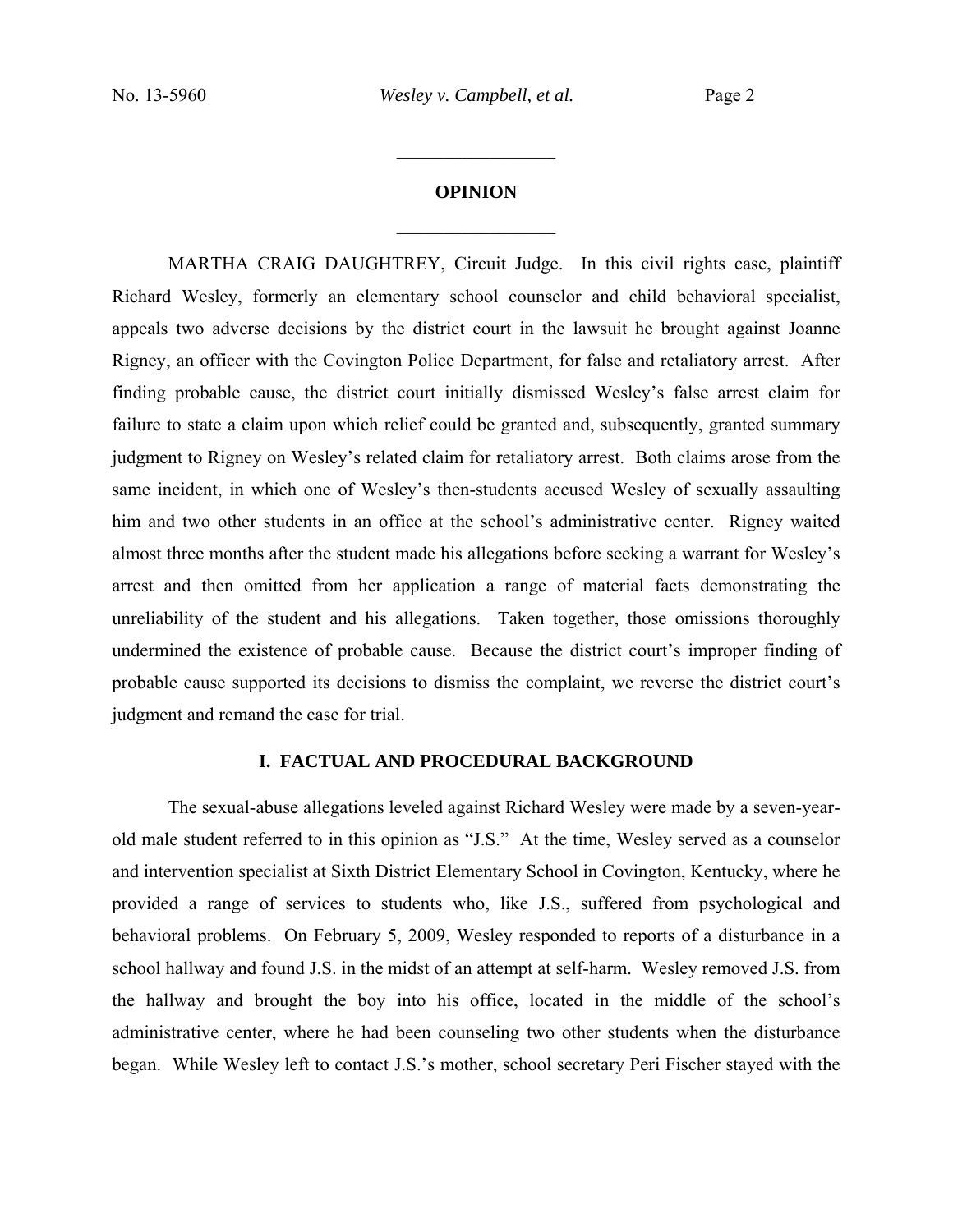## OPINION

MARTHA CRAIG DAUGHTREY, Circuit Judge. In this civil rights case, plaintiff Richard Wesley, formerly an elementary school counselor and child behavioral specialist, appeals two adverse decisions by the district court in the lawsuit he brought against Joanne Rigney, an officer with the Covington Police Department, for false and retaliatory arrest. After finding probable cause, the district court initially dismissed Wesley's false arrest claim for failure to state a claim upon which relief could be granted and, subsequently, granted summary judgment to Rigney on Wesley's related claim for retaliatory arrest. Both claims arose from the same incident, in which one of Wesley's then-students accused Wesley of sexually assaulting him and two other students in an office at the school's administrative center. Rigney waited almost three months after the student made his allegations before seeking a warrant for Wesley's arrest and then omitted from her application a range of material facts demonstrating the unreliability of the student and his allegations. Taken together, those omissions thoroughly undermined the existence of probable cause. Because the district court's improper finding of probable cause supported its decisions to dismiss the complaint, we reverse the district court's judgment and remand the case for trial.

### I. FACTUAL AND PROCEDURAL BACKGROUND

The sexual-abuse allegations leveled against Richard Wesley were made by a seven-year-old male student referred to in this opinion as "J.S." At the time, Wesley served as a counselor and intervention specialist at Sixth District Elementary School in Covington, Kentucky, where he provided a range of services to students who, like J.S., suffered from psychological and behavioral problems. On February 5, 2009, Wesley responded to reports of a disturbance in a school hallway and found J.S. in the midst of an attempt at self-harm. Wesley removed J.S. from the hallway and brought the boy into his office, located in the middle of the school's administrative center, where he had been counseling two other students when the disturbance began. While Wesley left to contact J.S.'s mother, school secretary Peri Fischer stayed with the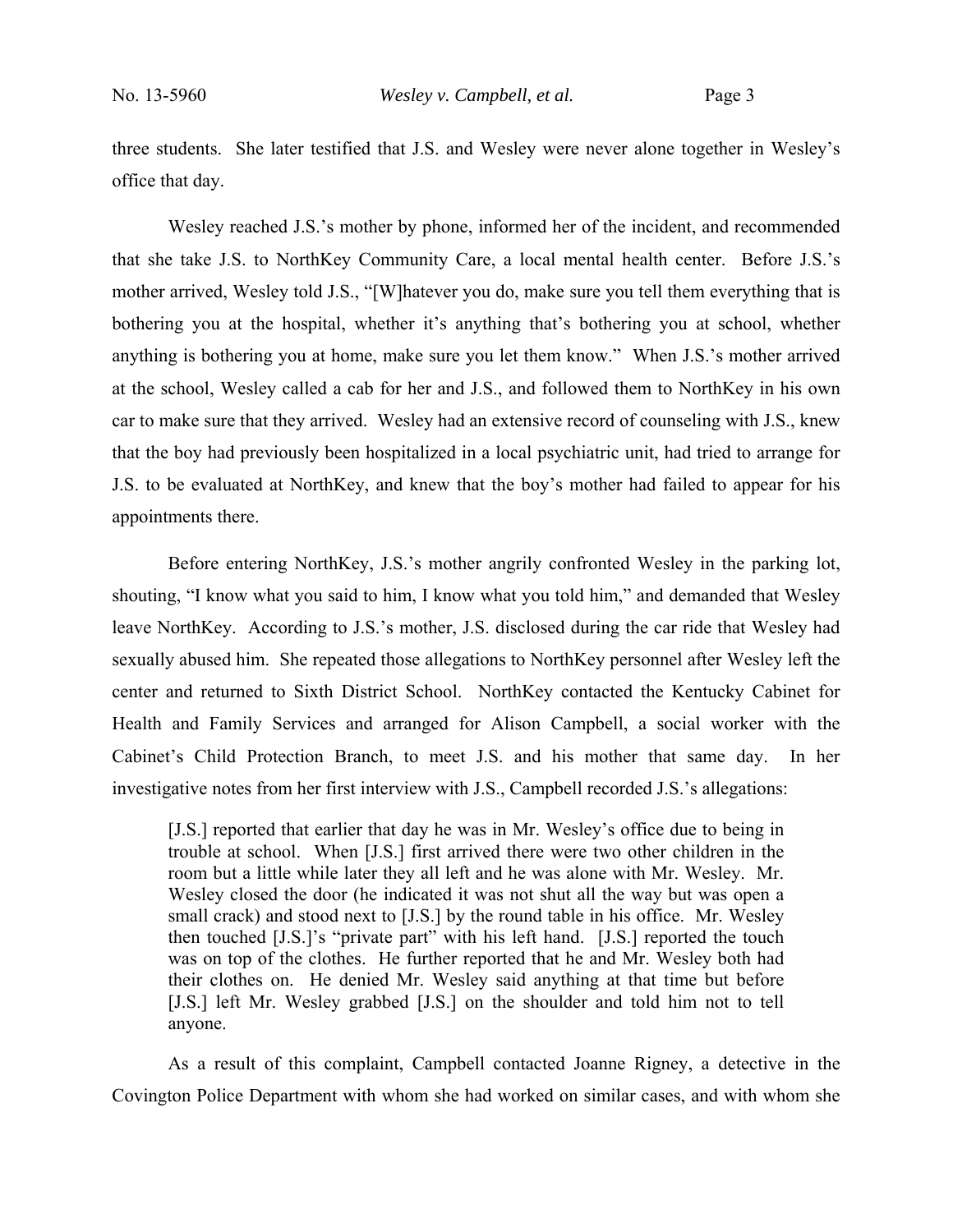three students. She later testified that J.S. and Wesley were never alone together in Wesley's office that day.

Wesley reached J.S.'s mother by phone, informed her of the incident, and recommended that she take J.S. to NorthKey Community Care, a local mental health center. Before J.S.'s mother arrived, Wesley told J.S., "[W]hatever you do, make sure you tell them everything that is bothering you at the hospital, whether it's anything that's bothering you at school, whether anything is bothering you at home, make sure you let them know." When J.S.'s mother arrived at the school, Wesley called a cab for her and J.S., and followed them to NorthKey in his own car to make sure that they arrived. Wesley had an extensive record of counseling with J.S., knew that the boy had previously been hospitalized in a local psychiatric unit, had tried to arrange for J.S. to be evaluated at NorthKey, and knew that the boy's mother had failed to appear for his appointments there.

Before entering NorthKey, J.S.'s mother angrily confronted Wesley in the parking lot, shouting, "I know what you said to him, I know what you told him," and demanded that Wesley leave NorthKey. According to J.S.'s mother, J.S. disclosed during the car ride that Wesley had sexually abused him. She repeated those allegations to NorthKey personnel after Wesley left the center and returned to Sixth District School. NorthKey contacted the Kentucky Cabinet for Health and Family Services and arranged for Alison Campbell, a social worker with the Cabinet's Child Protection Branch, to meet J.S. and his mother that same day. In her investigative notes from her first interview with J.S., Campbell recorded J.S.'s allegations:

> [J.S.] reported that earlier that day he was in Mr. Wesley's office due to being in trouble at school. When [J.S.] first arrived there were two other children in the room but a little while later they all left and he was alone with Mr. Wesley. Mr. Wesley closed the door (he indicated it was not shut all the way but was open a small crack) and stood next to [J.S.] by the round table in his office. Mr. Wesley then touched [J.S.]'s "private part" with his left hand. [J.S.] reported the touch was on top of the clothes. He further reported that he and Mr. Wesley both had their clothes on. He denied Mr. Wesley said anything at that time but before [J.S.] left Mr. Wesley grabbed [J.S.] on the shoulder and told him not to tell anyone.

As a result of this complaint, Campbell contacted Joanne Rigney, a detective in the Covington Police Department with whom she had worked on similar cases, and with whom she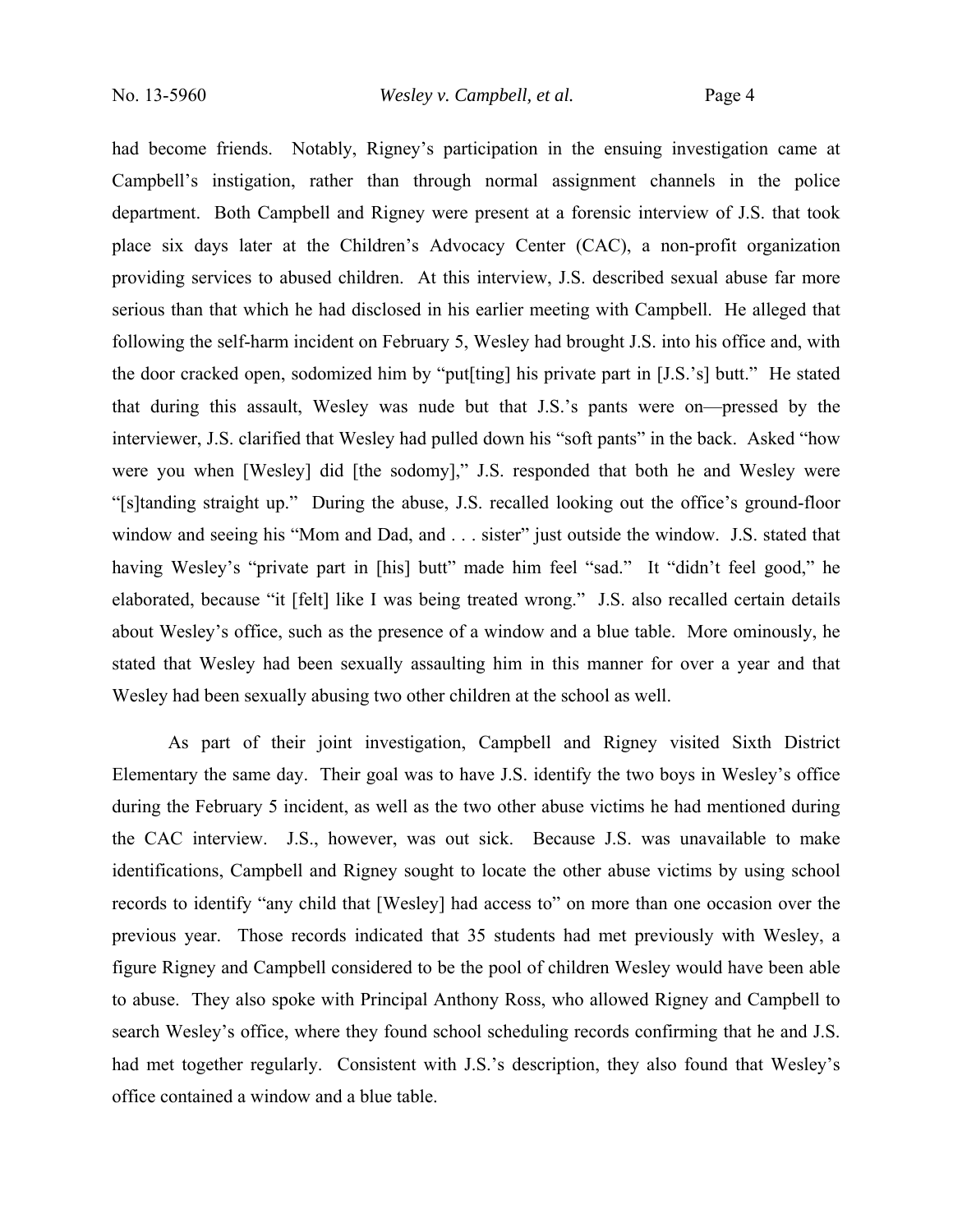had become friends. Notably, Rigney's participation in the ensuing investigation came at Campbell's instigation, rather than through normal assignment channels in the police department. Both Campbell and Rigney were present at a forensic interview of J.S. that took place six days later at the Children's Advocacy Center (CAC), a non-profit organization providing services to abused children. At this interview, J.S. described sexual abuse far more serious than that which he had disclosed in his earlier meeting with Campbell. He alleged that following the self-harm incident on February 5, Wesley had brought J.S. into his office and, with the door cracked open, sodomized him by "put[ting] his private part in [J.S.'s] butt." He stated that during this assault, Wesley was nude but that J.S.'s pants were on—pressed by the interviewer, J.S. clarified that Wesley had pulled down his "soft pants" in the back. Asked "how were you when [Wesley] did [the sodomy]," J.S. responded that both he and Wesley were "[s]tanding straight up." During the abuse, J.S. recalled looking out the office's ground-floor window and seeing his "Mom and Dad, and . . . sister" just outside the window. J.S. stated that having Wesley's "private part in [his] butt" made him feel "sad." It "didn't feel good," he elaborated, because "it [felt] like I was being treated wrong." J.S. also recalled certain details about Wesley's office, such as the presence of a window and a blue table. More ominously, he stated that Wesley had been sexually assaulting him in this manner for over a year and that Wesley had been sexually abusing two other children at the school as well.

As part of their joint investigation, Campbell and Rigney visited Sixth District Elementary the same day. Their goal was to have J.S. identify the two boys in Wesley's office during the February 5 incident, as well as the two other abuse victims he had mentioned during the CAC interview. J.S., however, was out sick. Because J.S. was unavailable to make identifications, Campbell and Rigney sought to locate the other abuse victims by using school records to identify "any child that [Wesley] had access to" on more than one occasion over the previous year. Those records indicated that 35 students had met previously with Wesley, a figure Rigney and Campbell considered to be the pool of children Wesley would have been able to abuse. They also spoke with Principal Anthony Ross, who allowed Rigney and Campbell to search Wesley's office, where they found school scheduling records confirming that he and J.S. had met together regularly. Consistent with J.S.'s description, they also found that Wesley's office contained a window and a blue table.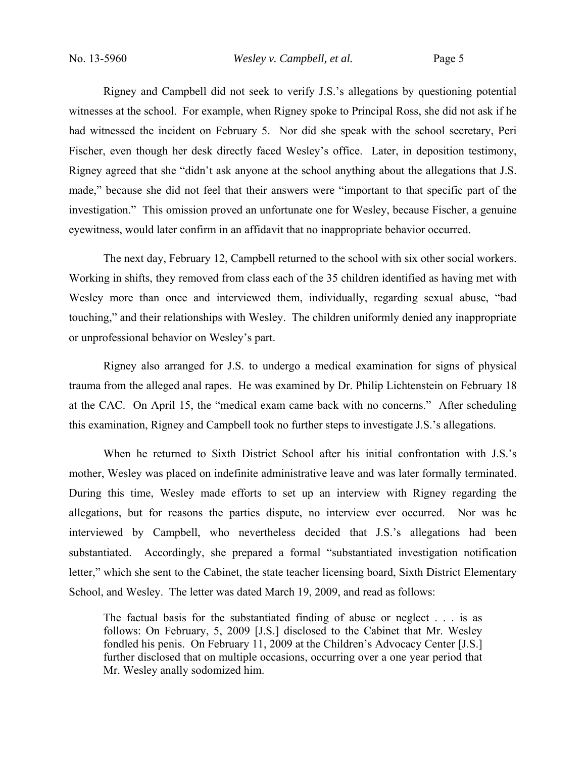Rigney and Campbell did not seek to verify J.S.'s allegations by questioning potential witnesses at the school. For example, when Rigney spoke to Principal Ross, she did not ask if he had witnessed the incident on February 5. Nor did she speak with the school secretary, Peri Fischer, even though her desk directly faced Wesley's office. Later, in deposition testimony, Rigney agreed that she "didn't ask anyone at the school anything about the allegations that J.S. made," because she did not feel that their answers were "important to that specific part of the investigation." This omission proved an unfortunate one for Wesley, because Fischer, a genuine eyewitness, would later confirm in an affidavit that no inappropriate behavior occurred.

The next day, February 12, Campbell returned to the school with six other social workers. Working in shifts, they removed from class each of the 35 children identified as having met with Wesley more than once and interviewed them, individually, regarding sexual abuse, "bad touching," and their relationships with Wesley. The children uniformly denied any inappropriate or unprofessional behavior on Wesley's part.

Rigney also arranged for J.S. to undergo a medical examination for signs of physical trauma from the alleged anal rapes. He was examined by Dr. Philip Lichtenstein on February 18 at the CAC. On April 15, the "medical exam came back with no concerns." After scheduling this examination, Rigney and Campbell took no further steps to investigate J.S.'s allegations.

When he returned to Sixth District School after his initial confrontation with J.S.'s mother, Wesley was placed on indefinite administrative leave and was later formally terminated. During this time, Wesley made efforts to set up an interview with Rigney regarding the allegations, but for reasons the parties dispute, no interview ever occurred. Nor was he interviewed by Campbell, who nevertheless decided that J.S.'s allegations had been substantiated. Accordingly, she prepared a formal "substantiated investigation notification letter," which she sent to the Cabinet, the state teacher licensing board, Sixth District Elementary School, and Wesley. The letter was dated March 19, 2009, and read as follows:

> The factual basis for the substantiated finding of abuse or neglect . . . is as follows: On February, 5, 2009 [J.S.] disclosed to the Cabinet that Mr. Wesley fondled his penis. On February 11, 2009 at the Children's Advocacy Center [J.S.] further disclosed that on multiple occasions, occurring over a one year period that Mr. Wesley anally sodomized him.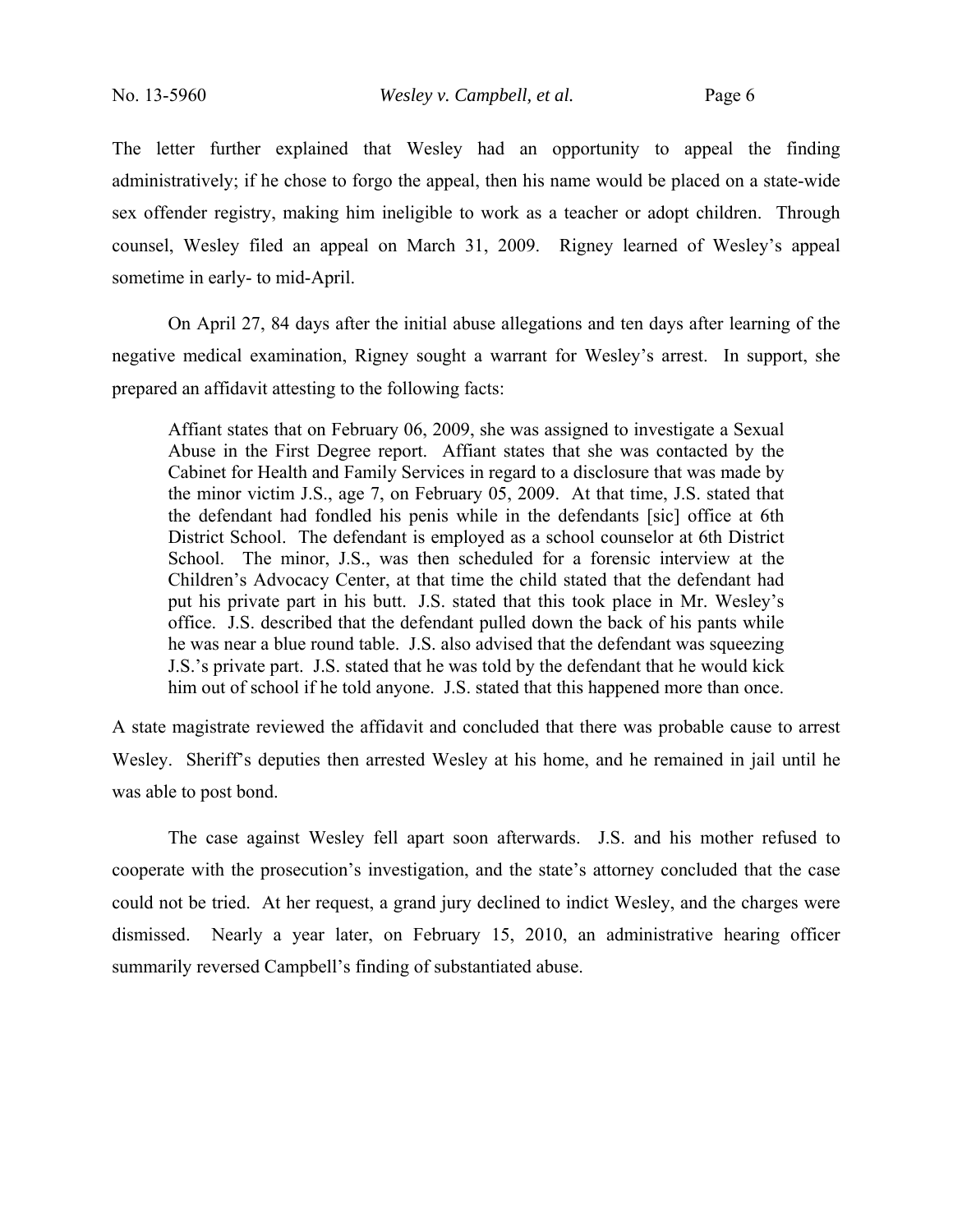The letter further explained that Wesley had an opportunity to appeal the finding administratively; if he chose to forgo the appeal, then his name would be placed on a state-wide sex offender registry, making him ineligible to work as a teacher or adopt children. Through counsel, Wesley filed an appeal on March 31, 2009. Rigney learned of Wesley's appeal sometime in early- to mid-April.

On April 27, 84 days after the initial abuse allegations and ten days after learning of the negative medical examination, Rigney sought a warrant for Wesley's arrest. In support, she prepared an affidavit attesting to the following facts:

> Affiant states that on February 06, 2009, she was assigned to investigate a Sexual Abuse in the First Degree report. Affiant states that she was contacted by the Cabinet for Health and Family Services in regard to a disclosure that was made by the minor victim J.S., age 7, on February 05, 2009. At that time, J.S. stated that the defendant had fondled his penis while in the defendants [sic] office at 6th District School. The defendant is employed as a school counselor at 6th District School. The minor, J.S., was then scheduled for a forensic interview at the Children's Advocacy Center, at that time the child stated that the defendant had put his private part in his butt. J.S. stated that this took place in Mr. Wesley's office. J.S. described that the defendant pulled down the back of his pants while he was near a blue round table. J.S. also advised that the defendant was squeezing J.S.'s private part. J.S. stated that he was told by the defendant that he would kick him out of school if he told anyone. J.S. stated that this happened more than once.

A state magistrate reviewed the affidavit and concluded that there was probable cause to arrest Wesley. Sheriff's deputies then arrested Wesley at his home, and he remained in jail until he was able to post bond.

The case against Wesley fell apart soon afterwards. J.S. and his mother refused to cooperate with the prosecution's investigation, and the state's attorney concluded that the case could not be tried. At her request, a grand jury declined to indict Wesley, and the charges were dismissed. Nearly a year later, on February 15, 2010, an administrative hearing officer summarily reversed Campbell's finding of substantiated abuse.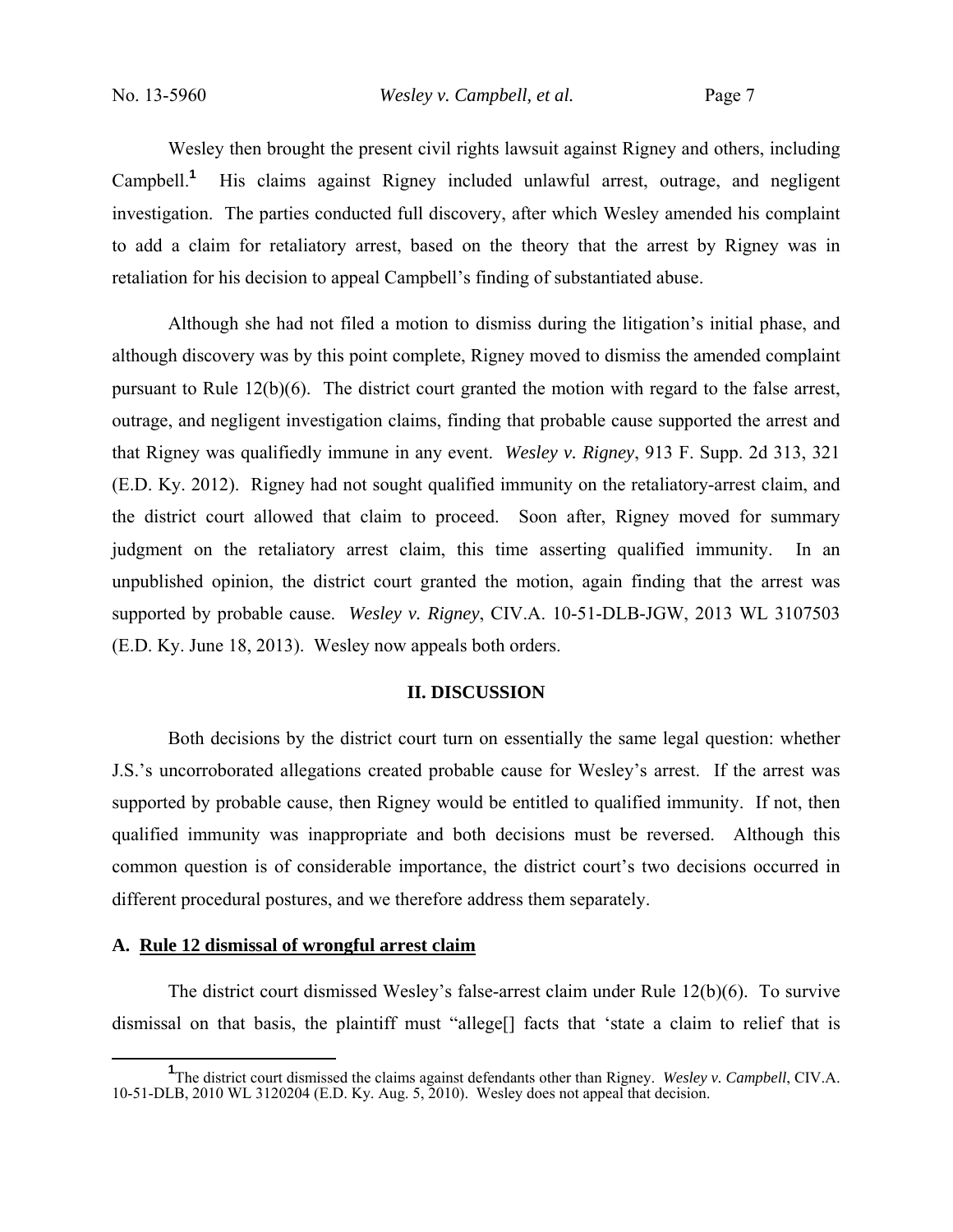Wesley then brought the present civil rights lawsuit against Rigney and others, including Campbell.[1] His claims against Rigney included unlawful arrest, outrage, and negligent investigation. The parties conducted full discovery, after which Wesley amended his complaint to add a claim for retaliatory arrest, based on the theory that the arrest by Rigney was in retaliation for his decision to appeal Campbell's finding of substantiated abuse.

Although she had not filed a motion to dismiss during the litigation's initial phase, and although discovery was by this point complete, Rigney moved to dismiss the amended complaint pursuant to Rule 12(b)(6). The district court granted the motion with regard to the false arrest, outrage, and negligent investigation claims, finding that probable cause supported the arrest and that Rigney was qualifiedly immune in any event. *Wesley v. Rigney*, 913 F. Supp. 2d 313, 321 (E.D. Ky. 2012). Rigney had not sought qualified immunity on the retaliatory-arrest claim, and the district court allowed that claim to proceed. Soon after, Rigney moved for summary judgment on the retaliatory arrest claim, this time asserting qualified immunity. In an unpublished opinion, the district court granted the motion, again finding that the arrest was supported by probable cause. *Wesley v. Rigney*, CIV.A. 10-51-DLB-JGW, 2013 WL 3107503 (E.D. Ky. June 18, 2013). Wesley now appeals both orders.

## II. DISCUSSION

Both decisions by the district court turn on essentially the same legal question: whether J.S.'s uncorroborated allegations created probable cause for Wesley's arrest. If the arrest was supported by probable cause, then Rigney would be entitled to qualified immunity. If not, then qualified immunity was inappropriate and both decisions must be reversed. Although this common question is of considerable importance, the district court's two decisions occurred in different procedural postures, and we therefore address them separately.

### A. Rule 12 dismissal of wrongful arrest claim

The district court dismissed Wesley's false-arrest claim under Rule 12(b)(6). To survive dismissal on that basis, the plaintiff must "allege[] facts that 'state a claim to relief that is

---

[1] The district court dismissed the claims against defendants other than Rigney. *Wesley v. Campbell*, CIV.A. 10-51-DLB, 2010 WL 3120204 (E.D. Ky. Aug. 5, 2010). Wesley does not appeal that decision.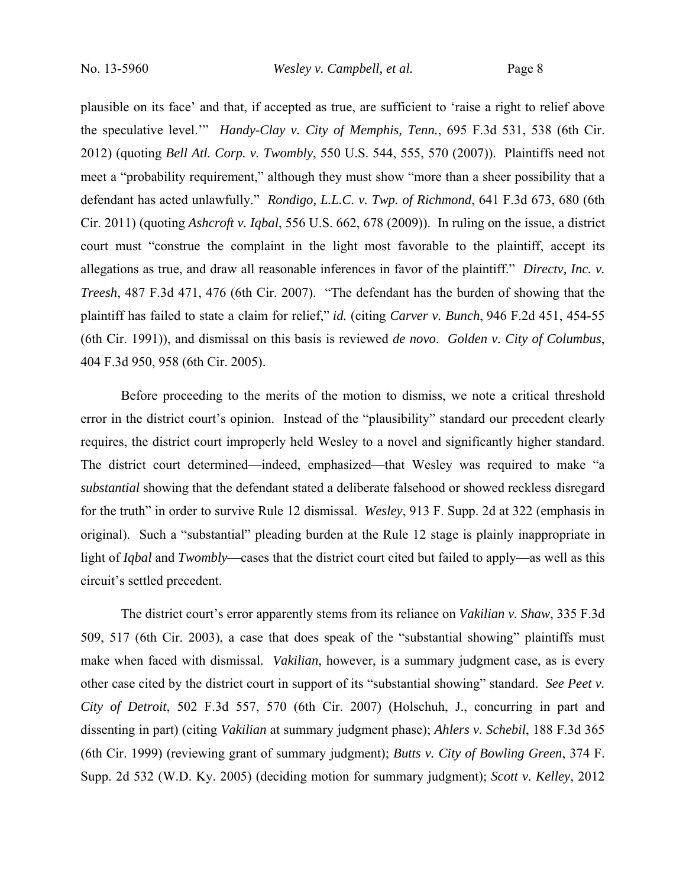plausible on its face' and that, if accepted as true, are sufficient to 'raise a right to relief above the speculative level.'" *Handy-Clay v. City of Memphis, Tenn.*, 695 F.3d 531, 538 (6th Cir. 2012) (quoting *Bell Atl. Corp. v. Twombly*, 550 U.S. 544, 555, 570 (2007)). Plaintiffs need not meet a "probability requirement," although they must show "more than a sheer possibility that a defendant has acted unlawfully." *Rondigo, L.L.C. v. Twp. of Richmond*, 641 F.3d 673, 680 (6th Cir. 2011) (quoting *Ashcroft v. Iqbal*, 556 U.S. 662, 678 (2009)). In ruling on the issue, a district court must "construe the complaint in the light most favorable to the plaintiff, accept its allegations as true, and draw all reasonable inferences in favor of the plaintiff." *Directv, Inc. v. Treesh*, 487 F.3d 471, 476 (6th Cir. 2007). "The defendant has the burden of showing that the plaintiff has failed to state a claim for relief," *id.* (citing *Carver v. Bunch*, 946 F.2d 451, 454-55 (6th Cir. 1991)), and dismissal on this basis is reviewed *de novo*. *Golden v. City of Columbus*, 404 F.3d 950, 958 (6th Cir. 2005).

Before proceeding to the merits of the motion to dismiss, we note a critical threshold error in the district court's opinion. Instead of the "plausibility" standard our precedent clearly requires, the district court improperly held Wesley to a novel and significantly higher standard. The district court determined—indeed, emphasized—that Wesley was required to make "a *substantial* showing that the defendant stated a deliberate falsehood or showed reckless disregard for the truth" in order to survive Rule 12 dismissal. *Wesley*, 913 F. Supp. 2d at 322 (emphasis in original). Such a "substantial" pleading burden at the Rule 12 stage is plainly inappropriate in light of *Iqbal* and *Twombly*—cases that the district court cited but failed to apply—as well as this circuit's settled precedent.

The district court's error apparently stems from its reliance on *Vakilian v. Shaw*, 335 F.3d 509, 517 (6th Cir. 2003), a case that does speak of the "substantial showing" plaintiffs must make when faced with dismissal. *Vakilian*, however, is a summary judgment case, as is every other case cited by the district court in support of its "substantial showing" standard. *See Peet v. City of Detroit*, 502 F.3d 557, 570 (6th Cir. 2007) (Holschuh, J., concurring in part and dissenting in part) (citing *Vakilian* at summary judgment phase); *Ahlers v. Schebil*, 188 F.3d 365 (6th Cir. 1999) (reviewing grant of summary judgment); *Butts v. City of Bowling Green*, 374 F. Supp. 2d 532 (W.D. Ky. 2005) (deciding motion for summary judgment); *Scott v. Kelley*, 2012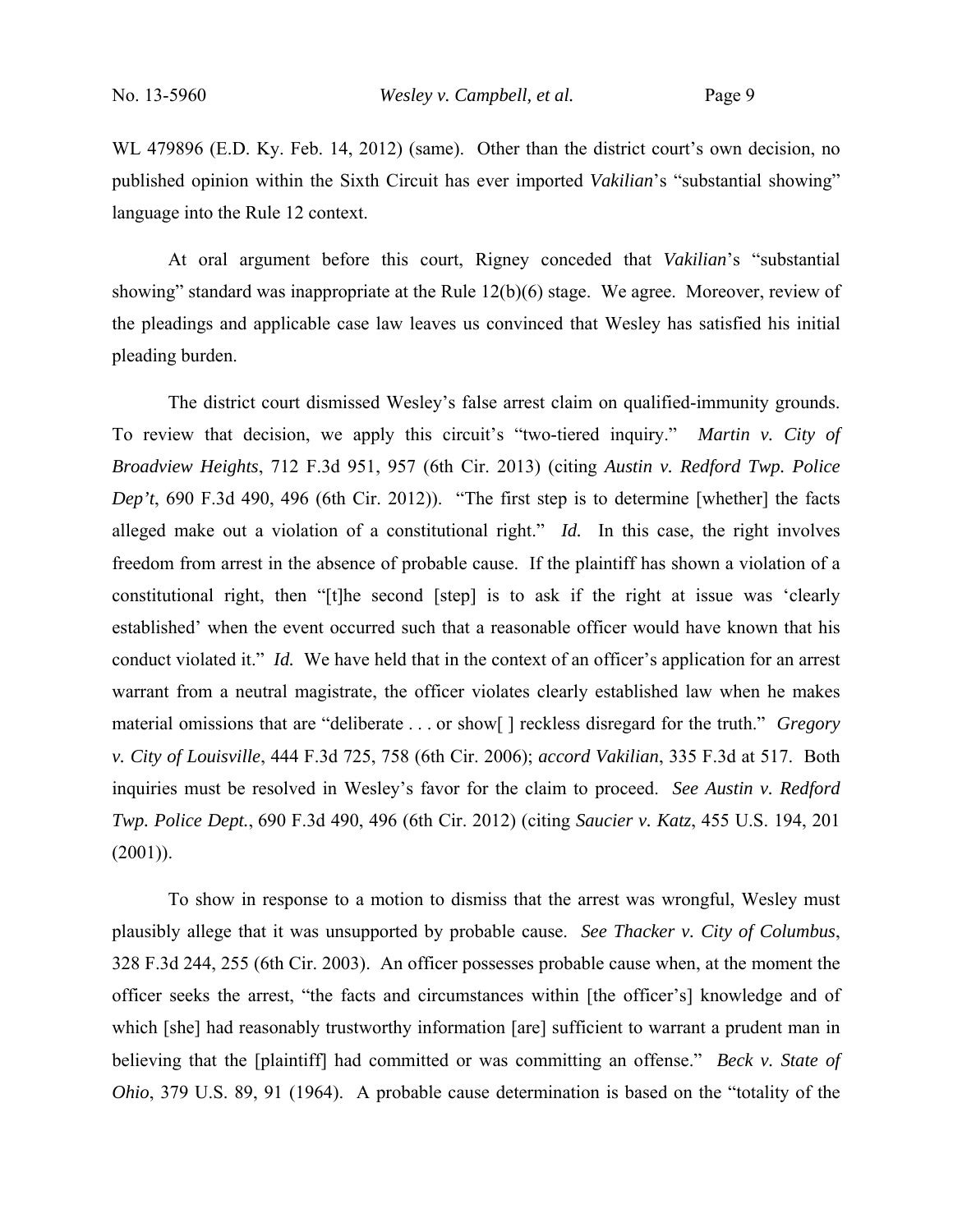WL 479896 (E.D. Ky. Feb. 14, 2012) (same). Other than the district court's own decision, no published opinion within the Sixth Circuit has ever imported *Vakilian*'s "substantial showing" language into the Rule 12 context.

At oral argument before this court, Rigney conceded that *Vakilian*'s "substantial showing" standard was inappropriate at the Rule 12(b)(6) stage. We agree. Moreover, review of the pleadings and applicable case law leaves us convinced that Wesley has satisfied his initial pleading burden.

The district court dismissed Wesley's false arrest claim on qualified-immunity grounds. To review that decision, we apply this circuit's "two-tiered inquiry." *Martin v. City of Broadview Heights*, 712 F.3d 951, 957 (6th Cir. 2013) (citing *Austin v. Redford Twp. Police Dep't*, 690 F.3d 490, 496 (6th Cir. 2012)). "The first step is to determine [whether] the facts alleged make out a violation of a constitutional right." *Id.* In this case, the right involves freedom from arrest in the absence of probable cause. If the plaintiff has shown a violation of a constitutional right, then "[t]he second [step] is to ask if the right at issue was 'clearly established' when the event occurred such that a reasonable officer would have known that his conduct violated it." *Id.* We have held that in the context of an officer's application for an arrest warrant from a neutral magistrate, the officer violates clearly established law when he makes material omissions that are "deliberate . . . or show[ ] reckless disregard for the truth." *Gregory v. City of Louisville*, 444 F.3d 725, 758 (6th Cir. 2006); *accord Vakilian*, 335 F.3d at 517. Both inquiries must be resolved in Wesley's favor for the claim to proceed. *See Austin v. Redford Twp. Police Dept.*, 690 F.3d 490, 496 (6th Cir. 2012) (citing *Saucier v. Katz*, 455 U.S. 194, 201 (2001)).

To show in response to a motion to dismiss that the arrest was wrongful, Wesley must plausibly allege that it was unsupported by probable cause. *See Thacker v. City of Columbus*, 328 F.3d 244, 255 (6th Cir. 2003). An officer possesses probable cause when, at the moment the officer seeks the arrest, "the facts and circumstances within [the officer's] knowledge and of which [she] had reasonably trustworthy information [are] sufficient to warrant a prudent man in believing that the [plaintiff] had committed or was committing an offense." *Beck v. State of Ohio*, 379 U.S. 89, 91 (1964). A probable cause determination is based on the "totality of the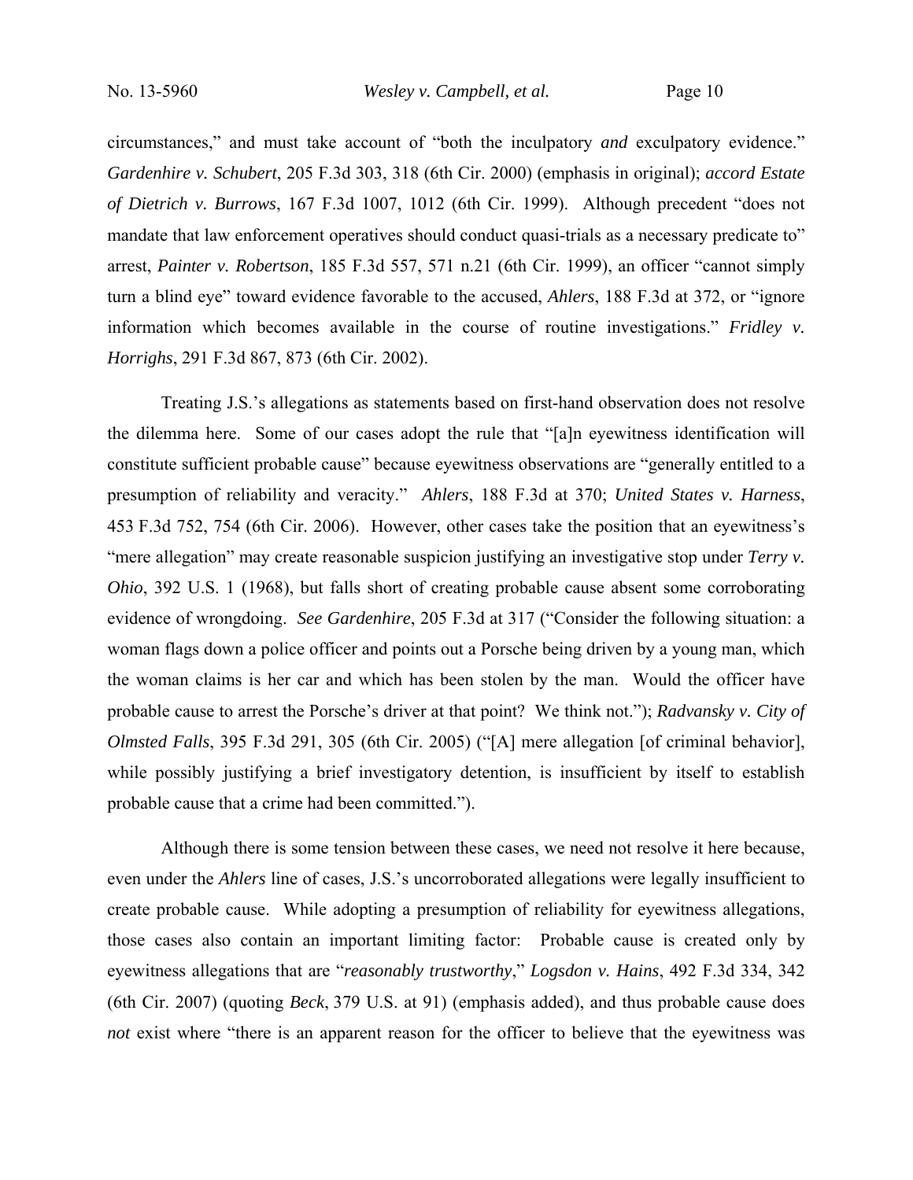circumstances," and must take account of "both the inculpatory *and* exculpatory evidence." *Gardenhire v. Schubert*, 205 F.3d 303, 318 (6th Cir. 2000) (emphasis in original); *accord Estate of Dietrich v. Burrows*, 167 F.3d 1007, 1012 (6th Cir. 1999). Although precedent "does not mandate that law enforcement operatives should conduct quasi-trials as a necessary predicate to" arrest, *Painter v. Robertson*, 185 F.3d 557, 571 n.21 (6th Cir. 1999), an officer "cannot simply turn a blind eye" toward evidence favorable to the accused, *Ahlers*, 188 F.3d at 372, or "ignore information which becomes available in the course of routine investigations." *Fridley v. Horrighs*, 291 F.3d 867, 873 (6th Cir. 2002).

Treating J.S.'s allegations as statements based on first-hand observation does not resolve the dilemma here. Some of our cases adopt the rule that "[a]n eyewitness identification will constitute sufficient probable cause" because eyewitness observations are "generally entitled to a presumption of reliability and veracity." *Ahlers*, 188 F.3d at 370; *United States v. Harness*, 453 F.3d 752, 754 (6th Cir. 2006). However, other cases take the position that an eyewitness's "mere allegation" may create reasonable suspicion justifying an investigative stop under *Terry v. Ohio*, 392 U.S. 1 (1968), but falls short of creating probable cause absent some corroborating evidence of wrongdoing. *See Gardenhire*, 205 F.3d at 317 ("Consider the following situation: a woman flags down a police officer and points out a Porsche being driven by a young man, which the woman claims is her car and which has been stolen by the man. Would the officer have probable cause to arrest the Porsche's driver at that point? We think not."); *Radvansky v. City of Olmsted Falls*, 395 F.3d 291, 305 (6th Cir. 2005) ("[A] mere allegation [of criminal behavior], while possibly justifying a brief investigatory detention, is insufficient by itself to establish probable cause that a crime had been committed.").

Although there is some tension between these cases, we need not resolve it here because, even under the *Ahlers* line of cases, J.S.'s uncorroborated allegations were legally insufficient to create probable cause. While adopting a presumption of reliability for eyewitness allegations, those cases also contain an important limiting factor: Probable cause is created only by eyewitness allegations that are "*reasonably trustworthy*," *Logsdon v. Hains*, 492 F.3d 334, 342 (6th Cir. 2007) (quoting *Beck*, 379 U.S. at 91) (emphasis added), and thus probable cause does *not* exist where "there is an apparent reason for the officer to believe that the eyewitness was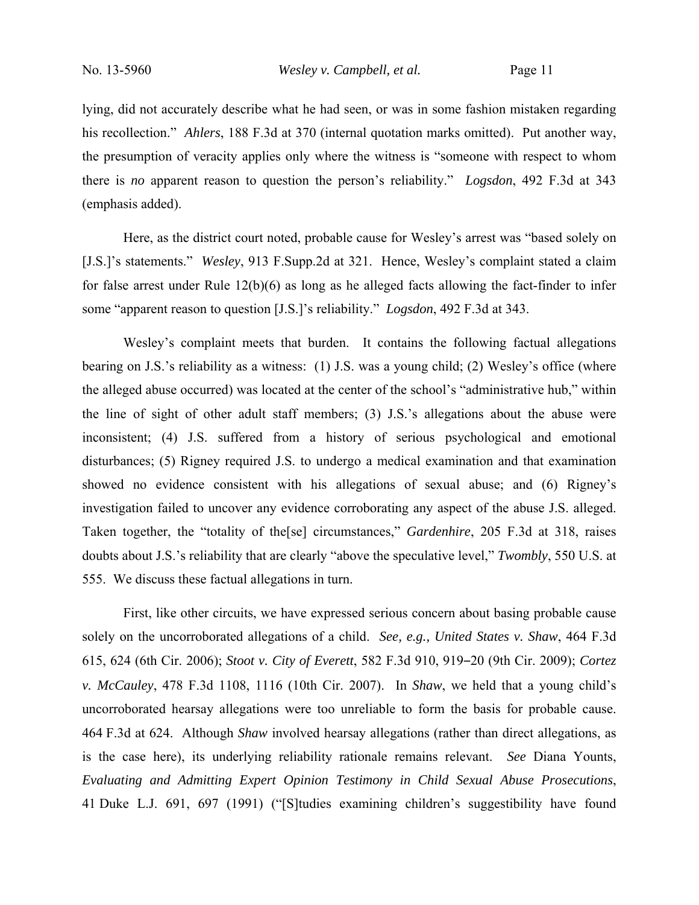lying, did not accurately describe what he had seen, or was in some fashion mistaken regarding his recollection." *Ahlers*, 188 F.3d at 370 (internal quotation marks omitted). Put another way, the presumption of veracity applies only where the witness is "someone with respect to whom there is *no* apparent reason to question the person's reliability." *Logsdon*, 492 F.3d at 343 (emphasis added).

Here, as the district court noted, probable cause for Wesley's arrest was "based solely on [J.S.]'s statements." *Wesley*, 913 F.Supp.2d at 321. Hence, Wesley's complaint stated a claim for false arrest under Rule 12(b)(6) as long as he alleged facts allowing the fact-finder to infer some "apparent reason to question [J.S.]'s reliability." *Logsdon*, 492 F.3d at 343.

Wesley's complaint meets that burden. It contains the following factual allegations bearing on J.S.'s reliability as a witness: (1) J.S. was a young child; (2) Wesley's office (where the alleged abuse occurred) was located at the center of the school's "administrative hub," within the line of sight of other adult staff members; (3) J.S.'s allegations about the abuse were inconsistent; (4) J.S. suffered from a history of serious psychological and emotional disturbances; (5) Rigney required J.S. to undergo a medical examination and that examination showed no evidence consistent with his allegations of sexual abuse; and (6) Rigney's investigation failed to uncover any evidence corroborating any aspect of the abuse J.S. alleged. Taken together, the "totality of the[se] circumstances," *Gardenhire*, 205 F.3d at 318, raises doubts about J.S.'s reliability that are clearly "above the speculative level," *Twombly*, 550 U.S. at 555. We discuss these factual allegations in turn.

First, like other circuits, we have expressed serious concern about basing probable cause solely on the uncorroborated allegations of a child. *See, e.g., United States v. Shaw*, 464 F.3d 615, 624 (6th Cir. 2006); *Stoot v. City of Everett*, 582 F.3d 910, 919–20 (9th Cir. 2009); *Cortez v. McCauley*, 478 F.3d 1108, 1116 (10th Cir. 2007). In *Shaw*, we held that a young child's uncorroborated hearsay allegations were too unreliable to form the basis for probable cause. 464 F.3d at 624. Although *Shaw* involved hearsay allegations (rather than direct allegations, as is the case here), its underlying reliability rationale remains relevant. *See* Diana Younts, *Evaluating and Admitting Expert Opinion Testimony in Child Sexual Abuse Prosecutions*, 41 Duke L.J. 691, 697 (1991) ("[S]tudies examining children's suggestibility have found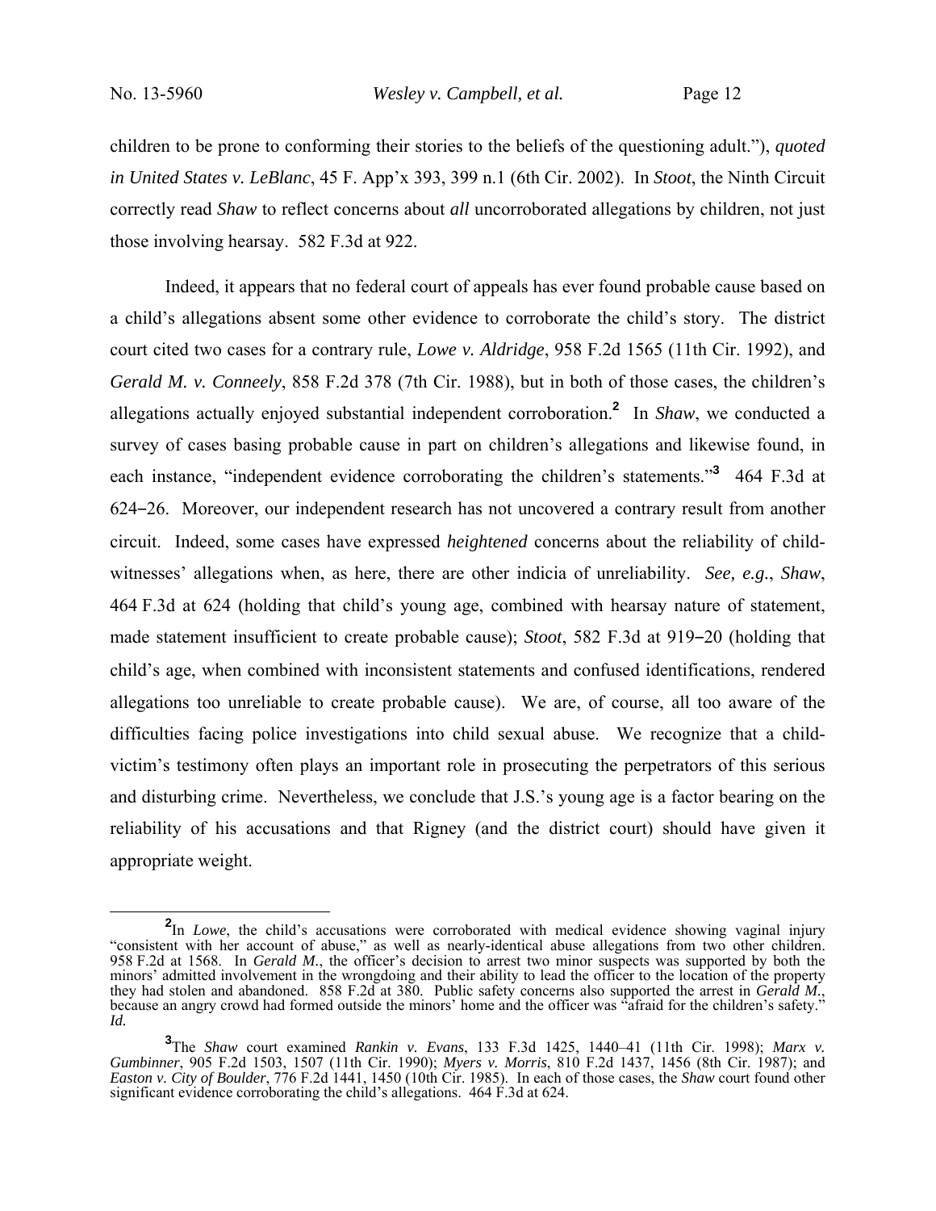children to be prone to conforming their stories to the beliefs of the questioning adult."), *quoted in United States v. LeBlanc*, 45 F. App'x 393, 399 n.1 (6th Cir. 2002). In *Stoot*, the Ninth Circuit correctly read *Shaw* to reflect concerns about *all* uncorroborated allegations by children, not just those involving hearsay. 582 F.3d at 922.

Indeed, it appears that no federal court of appeals has ever found probable cause based on a child's allegations absent some other evidence to corroborate the child's story. The district court cited two cases for a contrary rule, *Lowe v. Aldridge*, 958 F.2d 1565 (11th Cir. 1992), and *Gerald M. v. Conneely*, 858 F.2d 378 (7th Cir. 1988), but in both of those cases, the children's allegations actually enjoyed substantial independent corroboration.[2] In *Shaw*, we conducted a survey of cases basing probable cause in part on children's allegations and likewise found, in each instance, "independent evidence corroborating the children's statements."[3] 464 F.3d at 624–26. Moreover, our independent research has not uncovered a contrary result from another circuit. Indeed, some cases have expressed *heightened* concerns about the reliability of child-witnesses' allegations when, as here, there are other indicia of unreliability. *See, e.g.*, *Shaw*, 464 F.3d at 624 (holding that child's young age, combined with hearsay nature of statement, made statement insufficient to create probable cause); *Stoot*, 582 F.3d at 919–20 (holding that child's age, when combined with inconsistent statements and confused identifications, rendered allegations too unreliable to create probable cause). We are, of course, all too aware of the difficulties facing police investigations into child sexual abuse. We recognize that a child-victim's testimony often plays an important role in prosecuting the perpetrators of this serious and disturbing crime. Nevertheless, we conclude that J.S.'s young age is a factor bearing on the reliability of his accusations and that Rigney (and the district court) should have given it appropriate weight.

---

[2] In *Lowe*, the child's accusations were corroborated with medical evidence showing vaginal injury "consistent with her account of abuse," as well as nearly-identical abuse allegations from two other children. 958 F.2d at 1568. In *Gerald M.*, the officer's decision to arrest two minor suspects was supported by both the minors' admitted involvement in the wrongdoing and their ability to lead the officer to the location of the property they had stolen and abandoned. 858 F.2d at 380. Public safety concerns also supported the arrest in *Gerald M.*, because an angry crowd had formed outside the minors' home and the officer was "afraid for the children's safety." *Id.*

[3] The *Shaw* court examined *Rankin v. Evans*, 133 F.3d 1425, 1440–41 (11th Cir. 1998); *Marx v. Gumbinner*, 905 F.2d 1503, 1507 (11th Cir. 1990); *Myers v. Morris*, 810 F.2d 1437, 1456 (8th Cir. 1987); and *Easton v. City of Boulder*, 776 F.2d 1441, 1450 (10th Cir. 1985). In each of those cases, the *Shaw* court found other significant evidence corroborating the child's allegations. 464 F.3d at 624.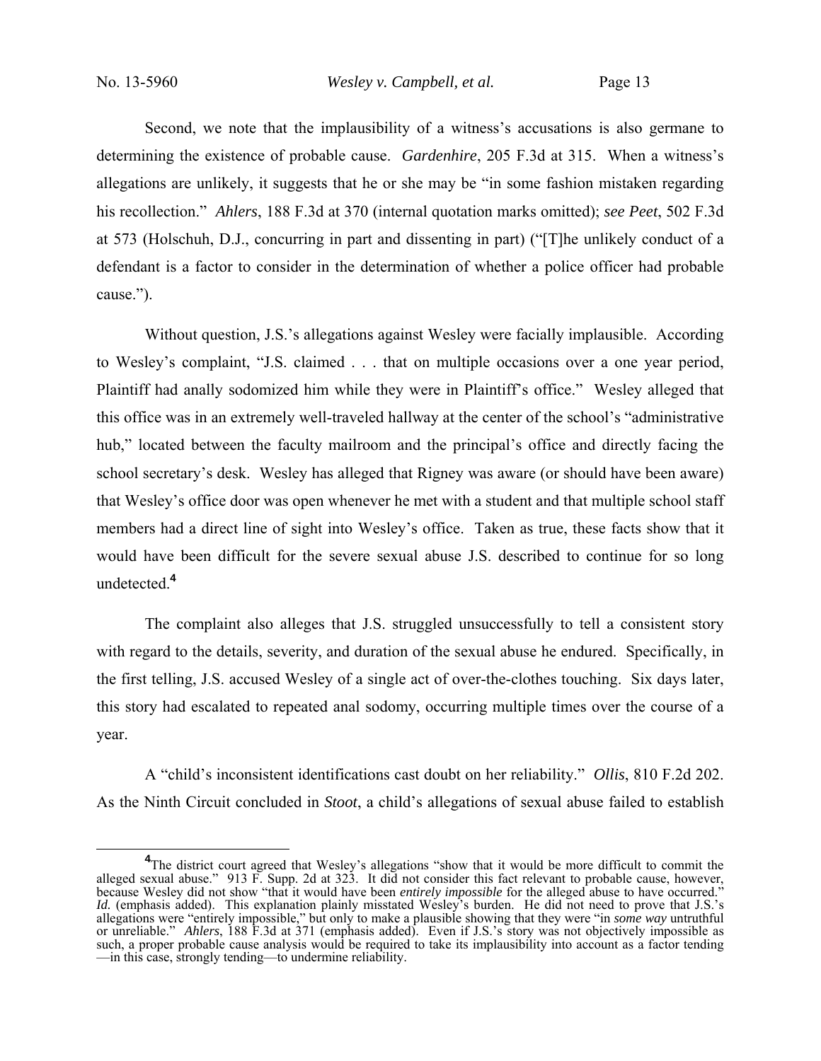Second, we note that the implausibility of a witness's accusations is also germane to determining the existence of probable cause. *Gardenhire*, 205 F.3d at 315. When a witness's allegations are unlikely, it suggests that he or she may be "in some fashion mistaken regarding his recollection." *Ahlers*, 188 F.3d at 370 (internal quotation marks omitted); *see Peet*, 502 F.3d at 573 (Holschuh, D.J., concurring in part and dissenting in part) ("[T]he unlikely conduct of a defendant is a factor to consider in the determination of whether a police officer had probable cause.").

Without question, J.S.'s allegations against Wesley were facially implausible. According to Wesley's complaint, "J.S. claimed . . . that on multiple occasions over a one year period, Plaintiff had anally sodomized him while they were in Plaintiff's office." Wesley alleged that this office was in an extremely well-traveled hallway at the center of the school's "administrative hub," located between the faculty mailroom and the principal's office and directly facing the school secretary's desk. Wesley has alleged that Rigney was aware (or should have been aware) that Wesley's office door was open whenever he met with a student and that multiple school staff members had a direct line of sight into Wesley's office. Taken as true, these facts show that it would have been difficult for the severe sexual abuse J.S. described to continue for so long undetected.[4]

The complaint also alleges that J.S. struggled unsuccessfully to tell a consistent story with regard to the details, severity, and duration of the sexual abuse he endured. Specifically, in the first telling, J.S. accused Wesley of a single act of over-the-clothes touching. Six days later, this story had escalated to repeated anal sodomy, occurring multiple times over the course of a year.

A "child's inconsistent identifications cast doubt on her reliability." *Ollis*, 810 F.2d 202. As the Ninth Circuit concluded in *Stoot*, a child's allegations of sexual abuse failed to establish

---

[4]The district court agreed that Wesley's allegations "show that it would be more difficult to commit the alleged sexual abuse." 913 F. Supp. 2d at 323. It did not consider this fact relevant to probable cause, however, because Wesley did not show "that it would have been *entirely impossible* for the alleged abuse to have occurred." *Id.* (emphasis added). This explanation plainly misstated Wesley's burden. He did not need to prove that J.S.'s allegations were "entirely impossible," but only to make a plausible showing that they were "in *some way* untruthful or unreliable." *Ahlers*, 188 F.3d at 371 (emphasis added). Even if J.S.'s story was not objectively impossible as such, a proper probable cause analysis would be required to take its implausibility into account as a factor tending—in this case, strongly tending—to undermine reliability.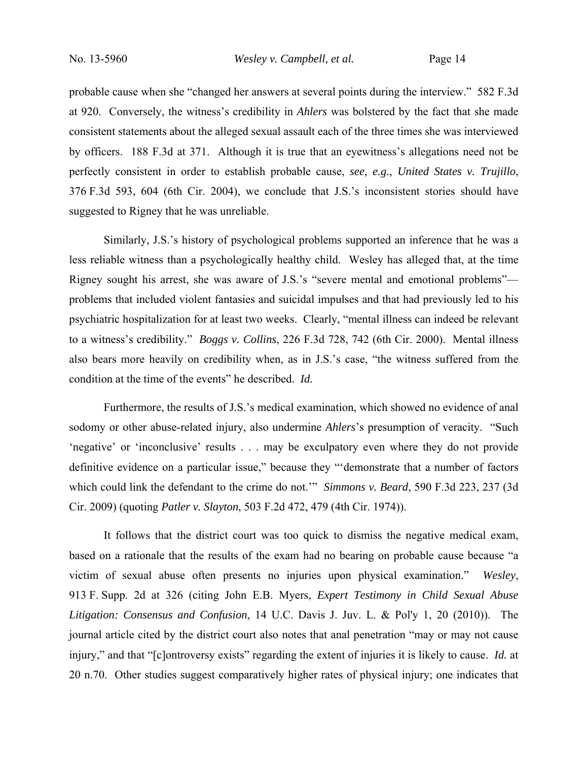probable cause when she "changed her answers at several points during the interview." 582 F.3d at 920. Conversely, the witness's credibility in *Ahlers* was bolstered by the fact that she made consistent statements about the alleged sexual assault each of the three times she was interviewed by officers. 188 F.3d at 371. Although it is true that an eyewitness's allegations need not be perfectly consistent in order to establish probable cause, *see, e.g.*, *United States v. Trujillo*, 376 F.3d 593, 604 (6th Cir. 2004), we conclude that J.S.'s inconsistent stories should have suggested to Rigney that he was unreliable.

Similarly, J.S.'s history of psychological problems supported an inference that he was a less reliable witness than a psychologically healthy child. Wesley has alleged that, at the time Rigney sought his arrest, she was aware of J.S.'s "severe mental and emotional problems"—problems that included violent fantasies and suicidal impulses and that had previously led to his psychiatric hospitalization for at least two weeks. Clearly, "mental illness can indeed be relevant to a witness's credibility." *Boggs v. Collins*, 226 F.3d 728, 742 (6th Cir. 2000). Mental illness also bears more heavily on credibility when, as in J.S.'s case, "the witness suffered from the condition at the time of the events" he described. *Id.*

Furthermore, the results of J.S.'s medical examination, which showed no evidence of anal sodomy or other abuse-related injury, also undermine *Ahlers*'s presumption of veracity. "Such 'negative' or 'inconclusive' results . . . may be exculpatory even where they do not provide definitive evidence on a particular issue," because they "'demonstrate that a number of factors which could link the defendant to the crime do not.'" *Simmons v. Beard*, 590 F.3d 223, 237 (3d Cir. 2009) (quoting *Patler v. Slayton*, 503 F.2d 472, 479 (4th Cir. 1974)).

It follows that the district court was too quick to dismiss the negative medical exam, based on a rationale that the results of the exam had no bearing on probable cause because "a victim of sexual abuse often presents no injuries upon physical examination." *Wesley*, 913 F. Supp. 2d at 326 (citing John E.B. Myers, *Expert Testimony in Child Sexual Abuse Litigation: Consensus and Confusion*, 14 U.C. Davis J. Juv. L. & Pol'y 1, 20 (2010)). The journal article cited by the district court also notes that anal penetration "may or may not cause injury," and that "[c]ontroversy exists" regarding the extent of injuries it is likely to cause. *Id.* at 20 n.70. Other studies suggest comparatively higher rates of physical injury; one indicates that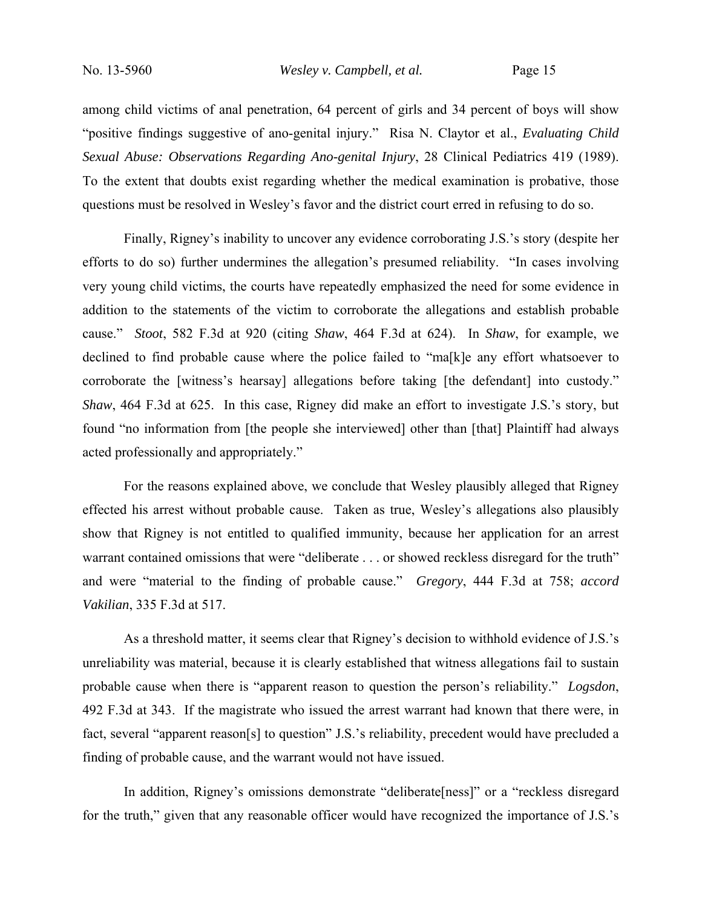among child victims of anal penetration, 64 percent of girls and 34 percent of boys will show "positive findings suggestive of ano-genital injury." Risa N. Claytor et al., *Evaluating Child Sexual Abuse: Observations Regarding Ano-genital Injury*, 28 Clinical Pediatrics 419 (1989). To the extent that doubts exist regarding whether the medical examination is probative, those questions must be resolved in Wesley's favor and the district court erred in refusing to do so.

Finally, Rigney's inability to uncover any evidence corroborating J.S.'s story (despite her efforts to do so) further undermines the allegation's presumed reliability. "In cases involving very young child victims, the courts have repeatedly emphasized the need for some evidence in addition to the statements of the victim to corroborate the allegations and establish probable cause." *Stoot*, 582 F.3d at 920 (citing *Shaw*, 464 F.3d at 624). In *Shaw*, for example, we declined to find probable cause where the police failed to "ma[k]e any effort whatsoever to corroborate the [witness's hearsay] allegations before taking [the defendant] into custody." *Shaw*, 464 F.3d at 625. In this case, Rigney did make an effort to investigate J.S.'s story, but found "no information from [the people she interviewed] other than [that] Plaintiff had always acted professionally and appropriately."

For the reasons explained above, we conclude that Wesley plausibly alleged that Rigney effected his arrest without probable cause. Taken as true, Wesley's allegations also plausibly show that Rigney is not entitled to qualified immunity, because her application for an arrest warrant contained omissions that were "deliberate . . . or showed reckless disregard for the truth" and were "material to the finding of probable cause." *Gregory*, 444 F.3d at 758; *accord Vakilian*, 335 F.3d at 517.

As a threshold matter, it seems clear that Rigney's decision to withhold evidence of J.S.'s unreliability was material, because it is clearly established that witness allegations fail to sustain probable cause when there is "apparent reason to question the person's reliability." *Logsdon*, 492 F.3d at 343. If the magistrate who issued the arrest warrant had known that there were, in fact, several "apparent reason[s] to question" J.S.'s reliability, precedent would have precluded a finding of probable cause, and the warrant would not have issued.

In addition, Rigney's omissions demonstrate "deliberate[ness]" or a "reckless disregard for the truth," given that any reasonable officer would have recognized the importance of J.S.'s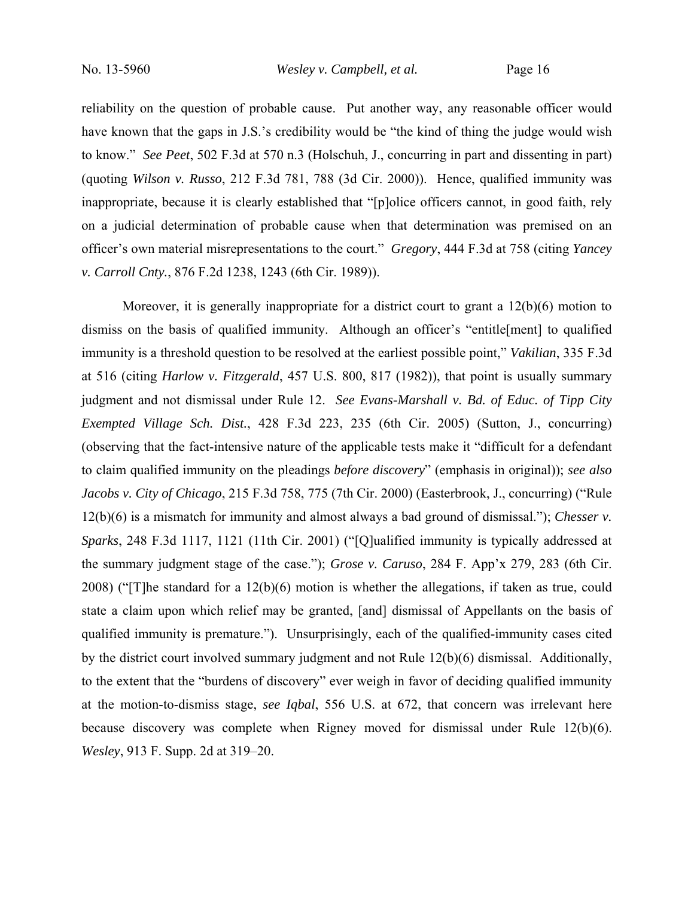reliability on the question of probable cause. Put another way, any reasonable officer would have known that the gaps in J.S.'s credibility would be "the kind of thing the judge would wish to know." *See Peet*, 502 F.3d at 570 n.3 (Holschuh, J., concurring in part and dissenting in part) (quoting *Wilson v. Russo*, 212 F.3d 781, 788 (3d Cir. 2000)). Hence, qualified immunity was inappropriate, because it is clearly established that "[p]olice officers cannot, in good faith, rely on a judicial determination of probable cause when that determination was premised on an officer's own material misrepresentations to the court." *Gregory*, 444 F.3d at 758 (citing *Yancey v. Carroll Cnty.*, 876 F.2d 1238, 1243 (6th Cir. 1989)).

Moreover, it is generally inappropriate for a district court to grant a 12(b)(6) motion to dismiss on the basis of qualified immunity. Although an officer's "entitle[ment] to qualified immunity is a threshold question to be resolved at the earliest possible point," *Vakilian*, 335 F.3d at 516 (citing *Harlow v. Fitzgerald*, 457 U.S. 800, 817 (1982)), that point is usually summary judgment and not dismissal under Rule 12. *See Evans-Marshall v. Bd. of Educ. of Tipp City Exempted Village Sch. Dist.*, 428 F.3d 223, 235 (6th Cir. 2005) (Sutton, J., concurring) (observing that the fact-intensive nature of the applicable tests make it "difficult for a defendant to claim qualified immunity on the pleadings *before discovery*" (emphasis in original)); *see also Jacobs v. City of Chicago*, 215 F.3d 758, 775 (7th Cir. 2000) (Easterbrook, J., concurring) ("Rule 12(b)(6) is a mismatch for immunity and almost always a bad ground of dismissal."); *Chesser v. Sparks*, 248 F.3d 1117, 1121 (11th Cir. 2001) ("[Q]ualified immunity is typically addressed at the summary judgment stage of the case."); *Grose v. Caruso*, 284 F. App'x 279, 283 (6th Cir. 2008) ("[T]he standard for a 12(b)(6) motion is whether the allegations, if taken as true, could state a claim upon which relief may be granted, [and] dismissal of Appellants on the basis of qualified immunity is premature."). Unsurprisingly, each of the qualified-immunity cases cited by the district court involved summary judgment and not Rule 12(b)(6) dismissal. Additionally, to the extent that the "burdens of discovery" ever weigh in favor of deciding qualified immunity at the motion-to-dismiss stage, *see Iqbal*, 556 U.S. at 672, that concern was irrelevant here because discovery was complete when Rigney moved for dismissal under Rule 12(b)(6). *Wesley*, 913 F. Supp. 2d at 319–20.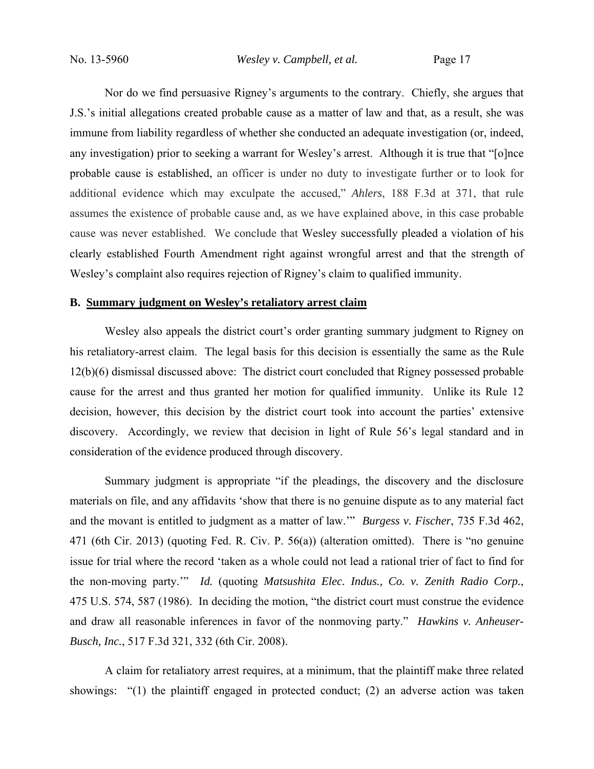Nor do we find persuasive Rigney's arguments to the contrary. Chiefly, she argues that J.S.'s initial allegations created probable cause as a matter of law and that, as a result, she was immune from liability regardless of whether she conducted an adequate investigation (or, indeed, any investigation) prior to seeking a warrant for Wesley's arrest. Although it is true that "[o]nce probable cause is established, an officer is under no duty to investigate further or to look for additional evidence which may exculpate the accused," *Ahlers*, 188 F.3d at 371, that rule assumes the existence of probable cause and, as we have explained above, in this case probable cause was never established. We conclude that Wesley successfully pleaded a violation of his clearly established Fourth Amendment right against wrongful arrest and that the strength of Wesley's complaint also requires rejection of Rigney's claim to qualified immunity.

### B. Summary judgment on Wesley's retaliatory arrest claim

Wesley also appeals the district court's order granting summary judgment to Rigney on his retaliatory-arrest claim. The legal basis for this decision is essentially the same as the Rule 12(b)(6) dismissal discussed above: The district court concluded that Rigney possessed probable cause for the arrest and thus granted her motion for qualified immunity. Unlike its Rule 12 decision, however, this decision by the district court took into account the parties' extensive discovery. Accordingly, we review that decision in light of Rule 56's legal standard and in consideration of the evidence produced through discovery.

Summary judgment is appropriate "if the pleadings, the discovery and the disclosure materials on file, and any affidavits 'show that there is no genuine dispute as to any material fact and the movant is entitled to judgment as a matter of law.'" *Burgess v. Fischer*, 735 F.3d 462, 471 (6th Cir. 2013) (quoting Fed. R. Civ. P. 56(a)) (alteration omitted). There is "no genuine issue for trial where the record 'taken as a whole could not lead a rational trier of fact to find for the non-moving party.'" *Id.* (quoting *Matsushita Elec. Indus., Co. v. Zenith Radio Corp.*, 475 U.S. 574, 587 (1986). In deciding the motion, "the district court must construe the evidence and draw all reasonable inferences in favor of the nonmoving party." *Hawkins v. Anheuser-Busch, Inc.*, 517 F.3d 321, 332 (6th Cir. 2008).

A claim for retaliatory arrest requires, at a minimum, that the plaintiff make three related showings: "(1) the plaintiff engaged in protected conduct; (2) an adverse action was taken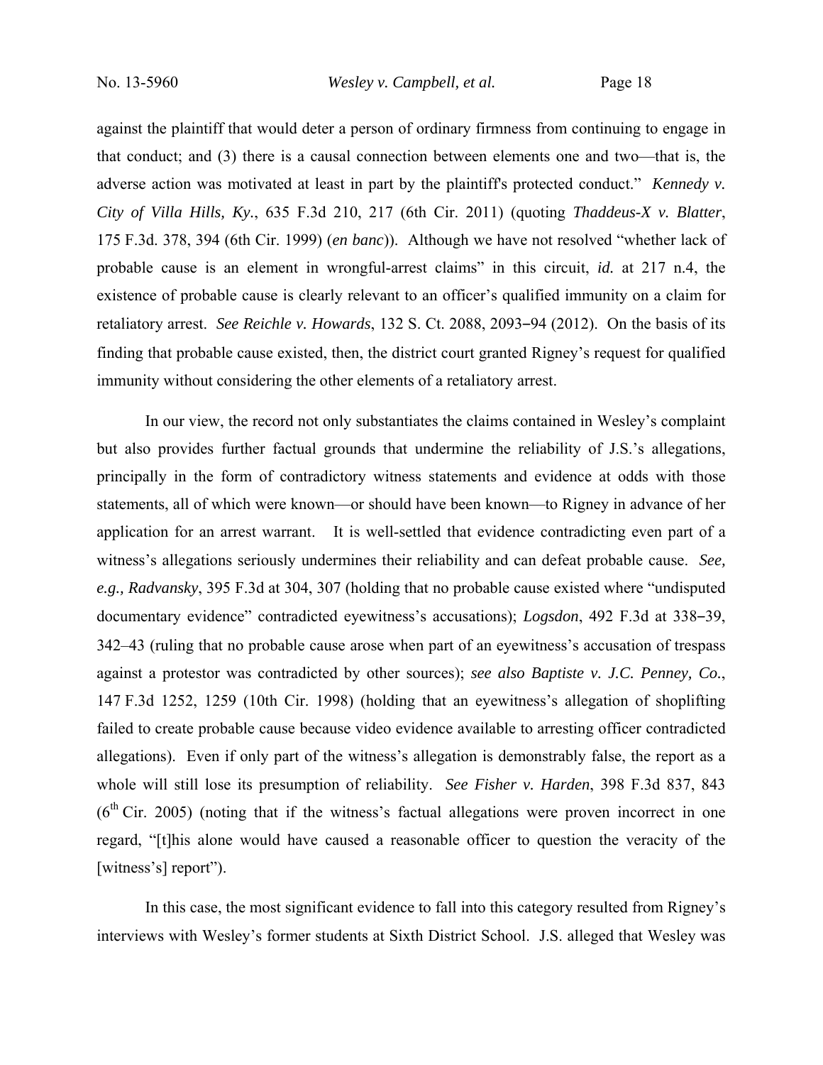against the plaintiff that would deter a person of ordinary firmness from continuing to engage in that conduct; and (3) there is a causal connection between elements one and two—that is, the adverse action was motivated at least in part by the plaintiff's protected conduct." *Kennedy v. City of Villa Hills, Ky.*, 635 F.3d 210, 217 (6th Cir. 2011) (quoting *Thaddeus-X v. Blatter*, 175 F.3d. 378, 394 (6th Cir. 1999) (*en banc*)). Although we have not resolved "whether lack of probable cause is an element in wrongful-arrest claims" in this circuit, *id.* at 217 n.4, the existence of probable cause is clearly relevant to an officer's qualified immunity on a claim for retaliatory arrest. *See Reichle v. Howards*, 132 S. Ct. 2088, 2093–94 (2012). On the basis of its finding that probable cause existed, then, the district court granted Rigney's request for qualified immunity without considering the other elements of a retaliatory arrest.

In our view, the record not only substantiates the claims contained in Wesley's complaint but also provides further factual grounds that undermine the reliability of J.S.'s allegations, principally in the form of contradictory witness statements and evidence at odds with those statements, all of which were known—or should have been known—to Rigney in advance of her application for an arrest warrant. It is well-settled that evidence contradicting even part of a witness's allegations seriously undermines their reliability and can defeat probable cause. *See, e.g., Radvansky*, 395 F.3d at 304, 307 (holding that no probable cause existed where "undisputed documentary evidence" contradicted eyewitness's accusations); *Logsdon*, 492 F.3d at 338–39, 342–43 (ruling that no probable cause arose when part of an eyewitness's accusation of trespass against a protestor was contradicted by other sources); *see also Baptiste v. J.C. Penney, Co.*, 147 F.3d 1252, 1259 (10th Cir. 1998) (holding that an eyewitness's allegation of shoplifting failed to create probable cause because video evidence available to arresting officer contradicted allegations). Even if only part of the witness's allegation is demonstrably false, the report as a whole will still lose its presumption of reliability. *See Fisher v. Harden*, 398 F.3d 837, 843 (6th Cir. 2005) (noting that if the witness's factual allegations were proven incorrect in one regard, "[t]his alone would have caused a reasonable officer to question the veracity of the [witness's] report").

In this case, the most significant evidence to fall into this category resulted from Rigney's interviews with Wesley's former students at Sixth District School. J.S. alleged that Wesley was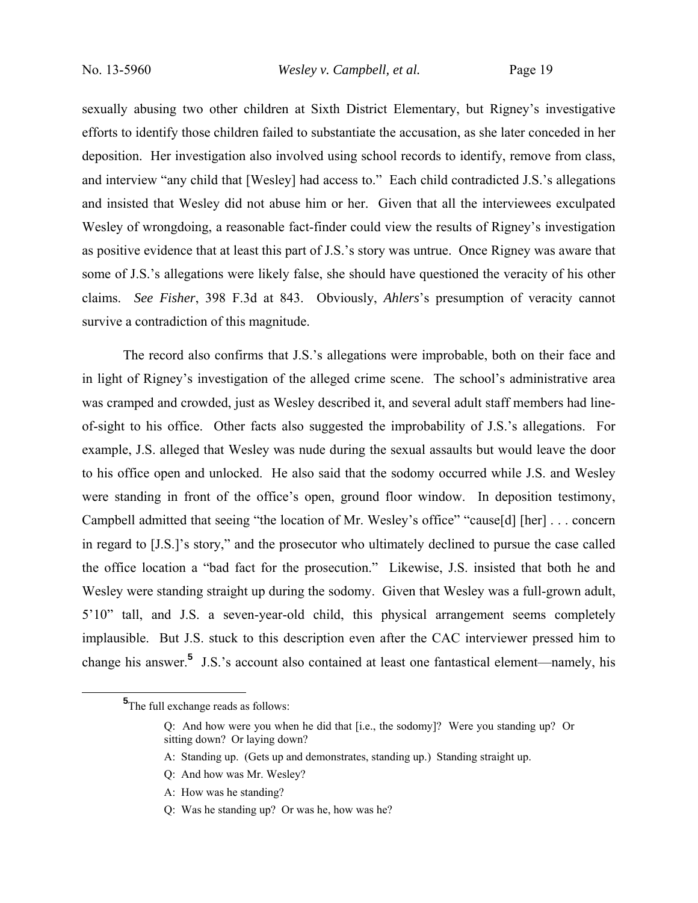sexually abusing two other children at Sixth District Elementary, but Rigney's investigative efforts to identify those children failed to substantiate the accusation, as she later conceded in her deposition. Her investigation also involved using school records to identify, remove from class, and interview "any child that [Wesley] had access to." Each child contradicted J.S.'s allegations and insisted that Wesley did not abuse him or her. Given that all the interviewees exculpated Wesley of wrongdoing, a reasonable fact-finder could view the results of Rigney's investigation as positive evidence that at least this part of J.S.'s story was untrue. Once Rigney was aware that some of J.S.'s allegations were likely false, she should have questioned the veracity of his other claims. *See Fisher*, 398 F.3d at 843. Obviously, *Ahlers*'s presumption of veracity cannot survive a contradiction of this magnitude.

The record also confirms that J.S.'s allegations were improbable, both on their face and in light of Rigney's investigation of the alleged crime scene. The school's administrative area was cramped and crowded, just as Wesley described it, and several adult staff members had line-of-sight to his office. Other facts also suggested the improbability of J.S.'s allegations. For example, J.S. alleged that Wesley was nude during the sexual assaults but would leave the door to his office open and unlocked. He also said that the sodomy occurred while J.S. and Wesley were standing in front of the office's open, ground floor window. In deposition testimony, Campbell admitted that seeing "the location of Mr. Wesley's office" "cause[d] [her] . . . concern in regard to [J.S.]'s story," and the prosecutor who ultimately declined to pursue the case called the office location a "bad fact for the prosecution." Likewise, J.S. insisted that both he and Wesley were standing straight up during the sodomy. Given that Wesley was a full-grown adult, 5'10" tall, and J.S. a seven-year-old child, this physical arrangement seems completely implausible. But J.S. stuck to this description even after the CAC interviewer pressed him to change his answer.[5] J.S.'s account also contained at least one fantastical element—namely, his

---

[5]The full exchange reads as follows:

> Q: And how were you when he did that [i.e., the sodomy]? Were you standing up? Or sitting down? Or laying down?
>
> A: Standing up. (Gets up and demonstrates, standing up.) Standing straight up.
>
> Q: And how was Mr. Wesley?
>
> A: How was he standing?
>
> Q: Was he standing up? Or was he, how was he?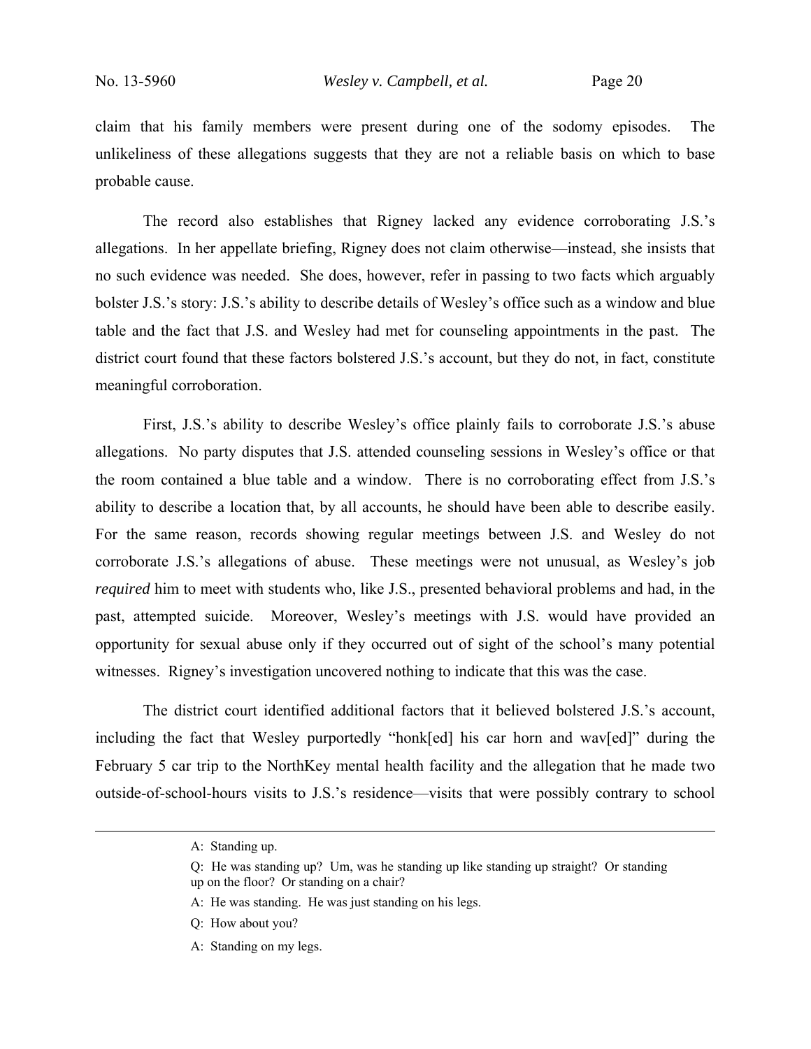claim that his family members were present during one of the sodomy episodes. The unlikeliness of these allegations suggests that they are not a reliable basis on which to base probable cause.

The record also establishes that Rigney lacked any evidence corroborating J.S.'s allegations. In her appellate briefing, Rigney does not claim otherwise—instead, she insists that no such evidence was needed. She does, however, refer in passing to two facts which arguably bolster J.S.'s story: J.S.'s ability to describe details of Wesley's office such as a window and blue table and the fact that J.S. and Wesley had met for counseling appointments in the past. The district court found that these factors bolstered J.S.'s account, but they do not, in fact, constitute meaningful corroboration.

First, J.S.'s ability to describe Wesley's office plainly fails to corroborate J.S.'s abuse allegations. No party disputes that J.S. attended counseling sessions in Wesley's office or that the room contained a blue table and a window. There is no corroborating effect from J.S.'s ability to describe a location that, by all accounts, he should have been able to describe easily. For the same reason, records showing regular meetings between J.S. and Wesley do not corroborate J.S.'s allegations of abuse. These meetings were not unusual, as Wesley's job *required* him to meet with students who, like J.S., presented behavioral problems and had, in the past, attempted suicide. Moreover, Wesley's meetings with J.S. would have provided an opportunity for sexual abuse only if they occurred out of sight of the school's many potential witnesses. Rigney's investigation uncovered nothing to indicate that this was the case.

The district court identified additional factors that it believed bolstered J.S.'s account, including the fact that Wesley purportedly "honk[ed] his car horn and wav[ed]" during the February 5 car trip to the NorthKey mental health facility and the allegation that he made two outside-of-school-hours visits to J.S.'s residence—visits that were possibly contrary to school

---

A: Standing up.

Q: He was standing up? Um, was he standing up like standing up straight? Or standing up on the floor? Or standing on a chair?

A: He was standing. He was just standing on his legs.

Q: How about you?

A: Standing on my legs.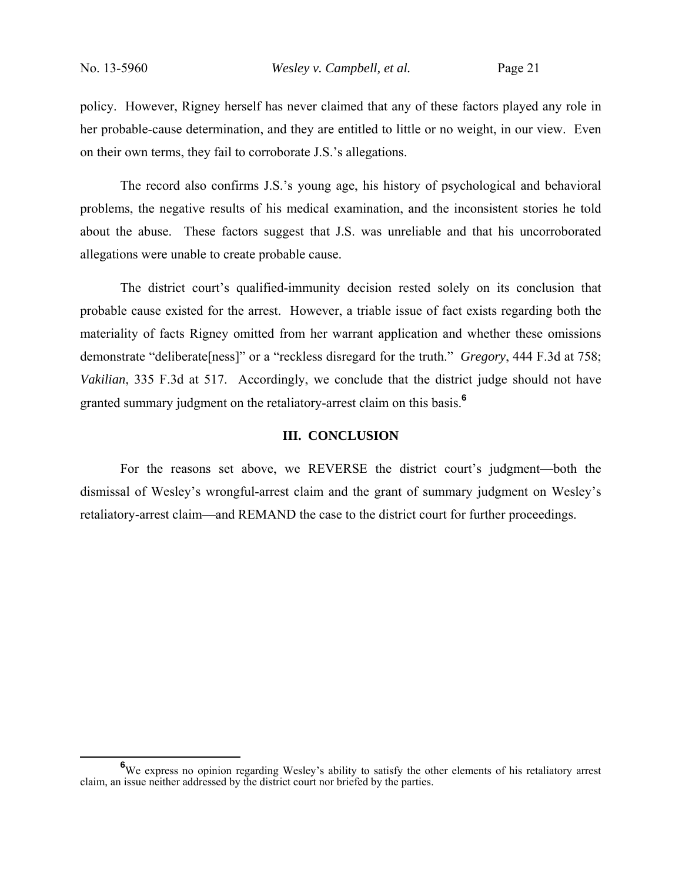policy. However, Rigney herself has never claimed that any of these factors played any role in her probable-cause determination, and they are entitled to little or no weight, in our view. Even on their own terms, they fail to corroborate J.S.'s allegations.

The record also confirms J.S.'s young age, his history of psychological and behavioral problems, the negative results of his medical examination, and the inconsistent stories he told about the abuse. These factors suggest that J.S. was unreliable and that his uncorroborated allegations were unable to create probable cause.

The district court's qualified-immunity decision rested solely on its conclusion that probable cause existed for the arrest. However, a triable issue of fact exists regarding both the materiality of facts Rigney omitted from her warrant application and whether these omissions demonstrate "deliberate[ness]" or a "reckless disregard for the truth." *Gregory*, 444 F.3d at 758; *Vakilian*, 335 F.3d at 517. Accordingly, we conclude that the district judge should not have granted summary judgment on the retaliatory-arrest claim on this basis.[6]

## III. CONCLUSION

For the reasons set above, we REVERSE the district court's judgment—both the dismissal of Wesley's wrongful-arrest claim and the grant of summary judgment on Wesley's retaliatory-arrest claim—and REMAND the case to the district court for further proceedings.

---

[6] We express no opinion regarding Wesley's ability to satisfy the other elements of his retaliatory arrest claim, an issue neither addressed by the district court nor briefed by the parties.